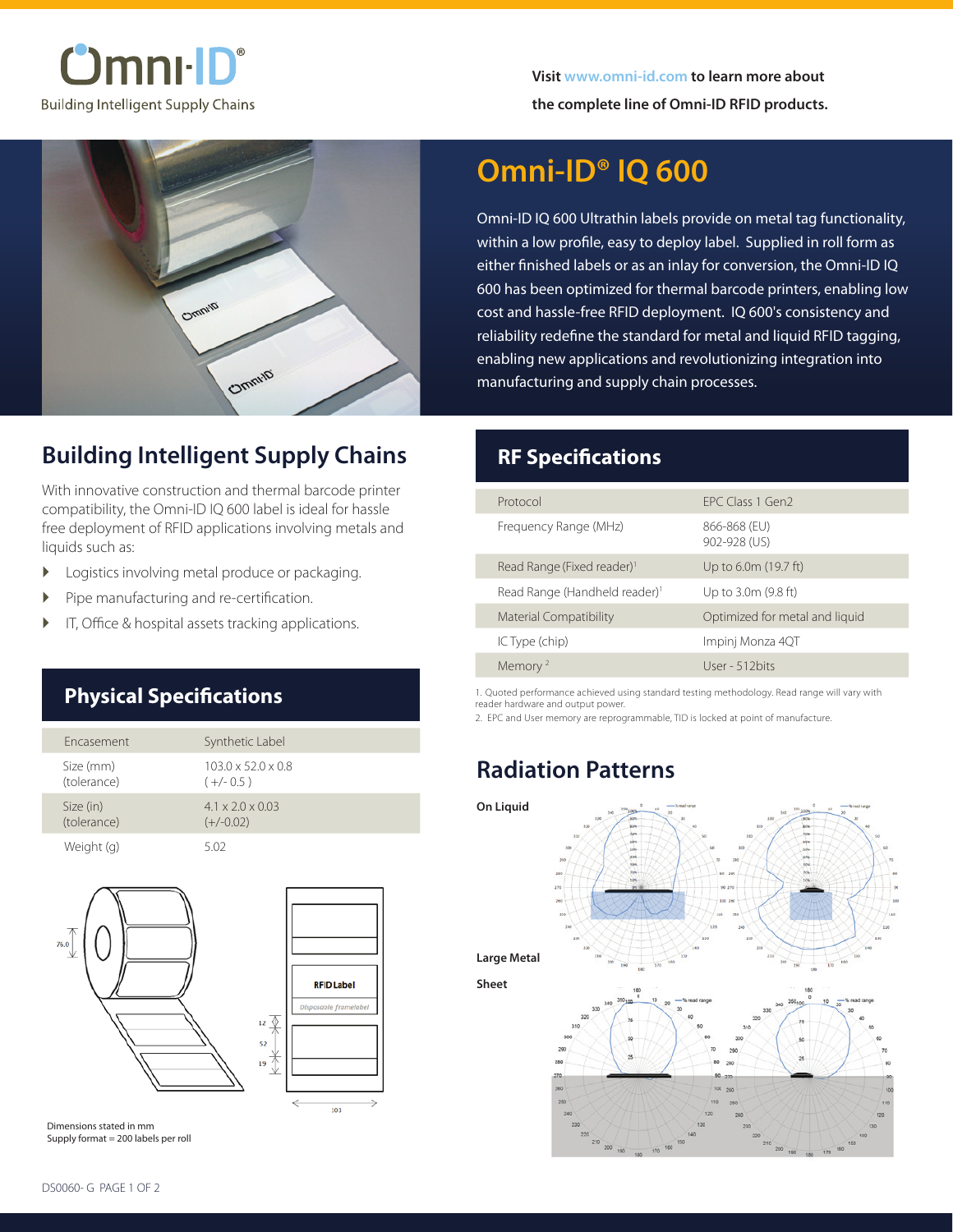Omni-ID®

Building Intelligent Supply Chains

Visit www.omni-id.com to learn more about the complete line of Omni-ID RFID products.

# Omni-ID® IQ 600

Omni-ID IQ 600 Ultrathin labels provide on metal tag functionality, within a low profile, easy to deploy label. Supplied in roll form as either finished labels or as an inlay for conversion, the Omni-ID IQ 600 has been optimized for thermal barcode printers, enabling low cost and hassle-free RFID deployment. IQ 600's consistency and reliability redefine the standard for metal and liquid RFID tagging, enabling new applications and revolutionizing integration into manufacturing and supply chain processes.

## Building Intelligent Supply Chains

With innovative construction and thermal barcode printer compatibility, the Omni-ID IQ 600 label is ideal for hassle free deployment of RFID applications involving metals and liquids such as:

- Logistics involving metal produce or packaging.
- Pipe manufacturing and re-certification.
- IT, Office & hospital assets tracking applications.

## Physical Specifications

| | |
|---|---|
| Encasement | Synthetic Label |
| Size (mm) (tolerance) | 103.0 x 52.0 x 0.8 ( +/- 0.5 ) |
| Size (in) (tolerance) | 4.1 x 2.0 x 0.03 (+/-0.02) |
| Weight (g) | 5.02 |

Dimensions stated in mm
Supply format = 200 labels per roll

## RF Specifications

| | |
|---|---|
| Protocol | EPC Class 1 Gen2 |
| Frequency Range (MHz) | 866-868 (EU) 902-928 (US) |
| Read Range (Fixed reader)[1] | Up to 6.0m (19.7 ft) |
| Read Range (Handheld reader)[1] | Up to 3.0m (9.8 ft) |
| Material Compatibility | Optimized for metal and liquid |
| IC Type (chip) | Impinj Monza 4QT |
| Memory [2] | User - 512bits |

1. Quoted performance achieved using standard testing methodology. Read range will vary with reader hardware and output power.
2. EPC and User memory are reprogrammable, TID is locked at point of manufacture.

## Radiation Patterns

On Liquid

Large Metal Sheet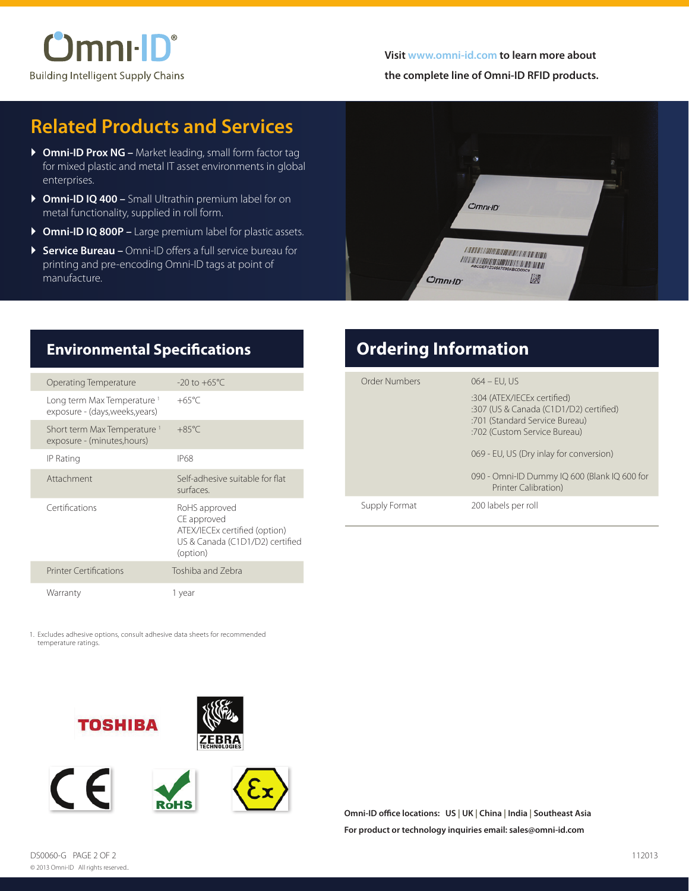Visit www.omni-id.com to learn more about the complete line of Omni-ID RFID products.

## Related Products and Services

- **Omni-ID Prox NG –** Market leading, small form factor tag for mixed plastic and metal IT asset environments in global enterprises.
- **Omni-ID IQ 400 –** Small Ultrathin premium label for on metal functionality, supplied in roll form.
- **Omni-ID IQ 800P –** Large premium label for plastic assets.
- **Service Bureau –** Omni-ID offers a full service bureau for printing and pre-encoding Omni-ID tags at point of manufacture.

## Environmental Specifications

| | |
|---|---|
| Operating Temperature | -20 to +65°C |
| Long term Max Temperature [1] exposure - (days,weeks,years) | +65°C |
| Short term Max Temperature [1] exposure - (minutes,hours) | +85°C |
| IP Rating | IP68 |
| Attachment | Self-adhesive suitable for flat surfaces. |
| Certifications | RoHS approved<br>CE approved<br>ATEX/IECEx certified (option)<br>US & Canada (C1D1/D2) certified (option) |
| Printer Certifications | Toshiba and Zebra |
| Warranty | 1 year |

1. Excludes adhesive options, consult adhesive data sheets for recommended temperature ratings.

## Ordering Information

| | |
|---|---|
| Order Numbers | 064 – EU, US<br>:304 (ATEX/IECEx certified)<br>:307 (US & Canada (C1D1/D2) certified)<br>:701 (Standard Service Bureau)<br>:702 (Custom Service Bureau)<br><br>069 - EU, US (Dry inlay for conversion)<br><br>090 - Omni-ID Dummy IQ 600 (Blank IQ 600 for Printer Calibration) |
| Supply Format | 200 labels per roll |

**Omni-ID office locations: US | UK | China | India | Southeast Asia**

**For product or technology inquiries email: sales@omni-id.com**

DS0060-G

© 2013 Omni-ID All rights reserved.

112013